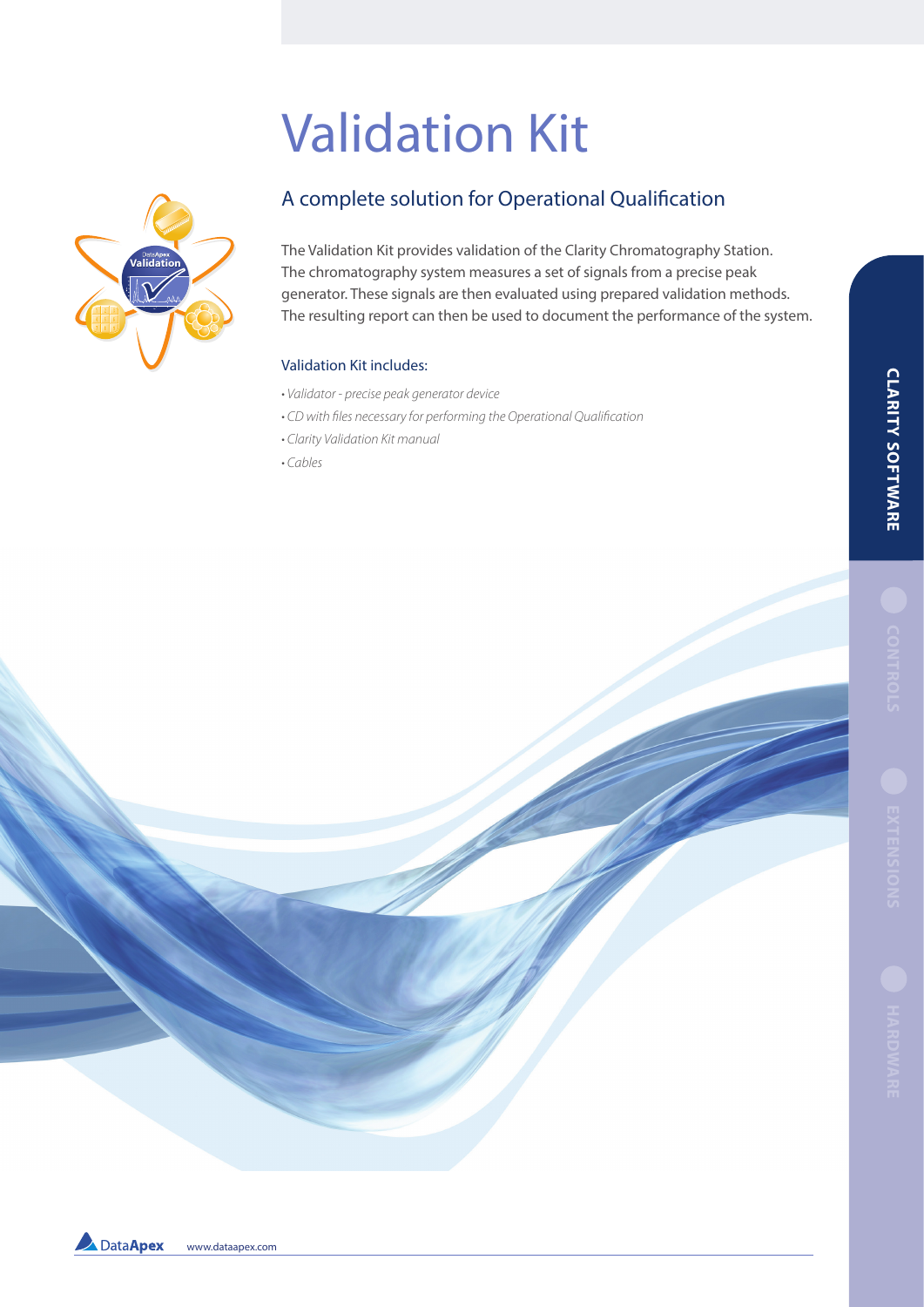# Validation Kit

## A complete solution for Operational Qualification

The Validation Kit provides validation of the Clarity Chromatography Station. The chromatography system measures a set of signals from a precise peak generator. These signals are then evaluated using prepared validation methods. The resulting report can then be used to document the performance of the system.

### Validation Kit includes:

- *Validator - precise peak generator device*
- *CD with files necessary for performing the Operational Qualification*
- *Clarity Validation Kit manual*
- *Cables*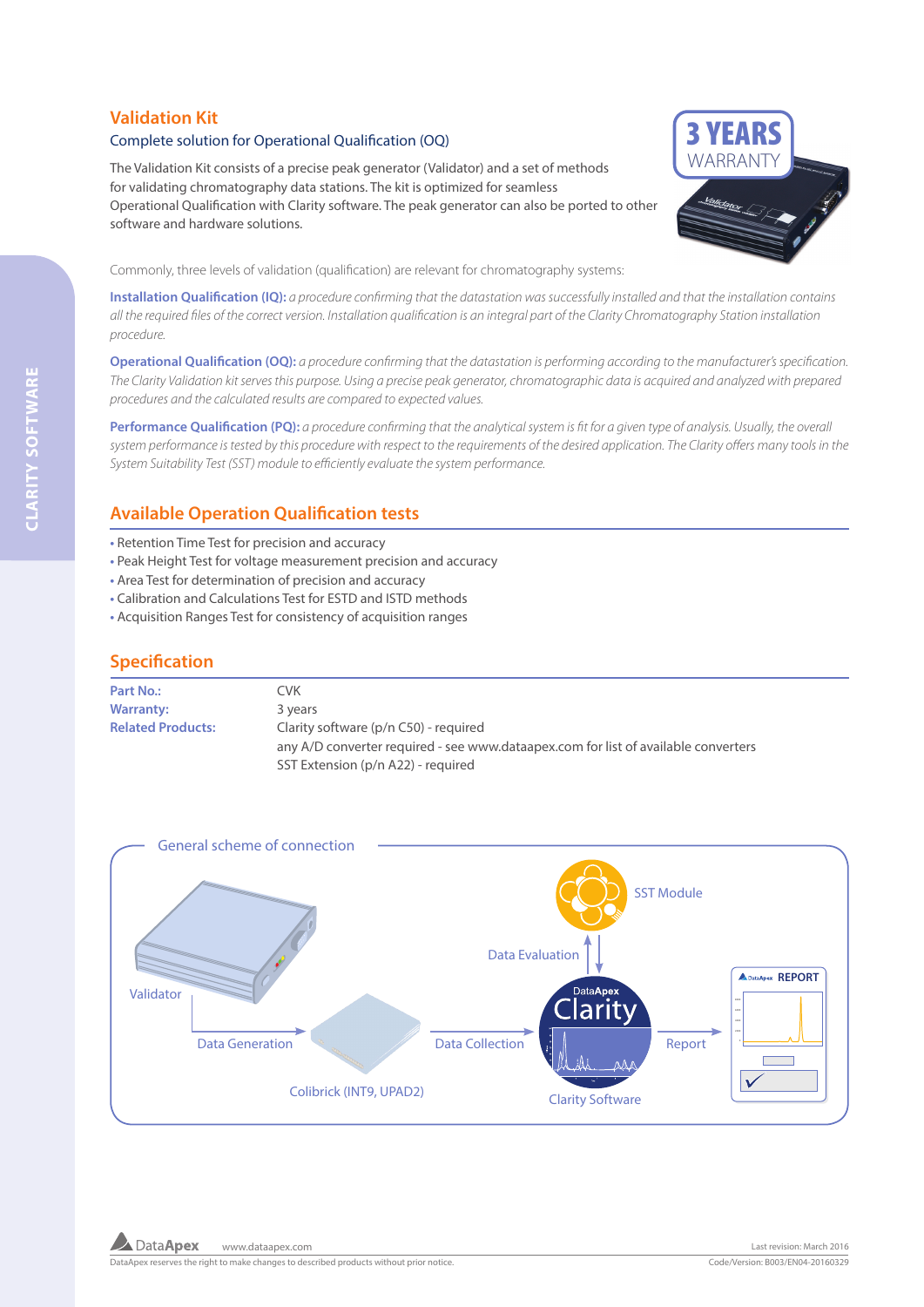## Validation Kit

### Complete solution for Operational Qualification (OQ)

The Validation Kit consists of a precise peak generator (Validator) and a set of methods for validating chromatography data stations. The kit is optimized for seamless Operational Qualification with Clarity software. The peak generator can also be ported to other software and hardware solutions.

3 YEARS WARRANTY

Commonly, three levels of validation (qualification) are relevant for chromatography systems:

**Installation Qualification (IQ):** *a procedure confirming that the datastation was successfully installed and that the installation contains all the required files of the correct version. Installation qualification is an integral part of the Clarity Chromatography Station installation procedure.*

**Operational Qualification (OQ):** *a procedure confirming that the datastation is performing according to the manufacturer's specification. The Clarity Validation kit serves this purpose. Using a precise peak generator, chromatographic data is acquired and analyzed with prepared procedures and the calculated results are compared to expected values.*

**Performance Qualification (PQ):** *a procedure confirming that the analytical system is fit for a given type of analysis. Usually, the overall system performance is tested by this procedure with respect to the requirements of the desired application. The Clarity offers many tools in the System Suitability Test (SST) module to efficiently evaluate the system performance.*

## Available Operation Qualification tests

- Retention Time Test for precision and accuracy
- Peak Height Test for voltage measurement precision and accuracy
- Area Test for determination of precision and accuracy
- Calibration and Calculations Test for ESTD and ISTD methods
- Acquisition Ranges Test for consistency of acquisition ranges

## Specification

| | |
|---|---|
| **Part No.:** | CVK |
| **Warranty:** | 3 years |
| **Related Products:** | Clarity software (p/n C50) - required<br>any A/D converter required - see www.dataapex.com for list of available converters<br>SST Extension (p/n A22) - required |

General scheme of connection

Validator

Data Generation

Colibrick (INT9, UPAD2)

Data Collection

SST Module

Data Evaluation

Clarity Software

Report

REPORT